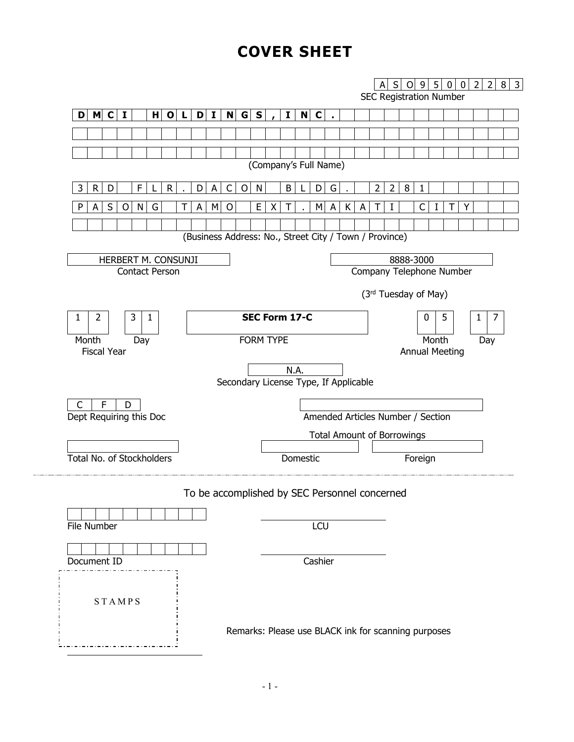# COVER SHEET

**ASO95002283**
SEC Registration Number

**DMCI HOLDINGS, INC.**

(Company's Full Name)

3RD FLR. DACON BLDG. 2281
PASONG TAMO EXT. MAKATI CITY

(Business Address: No., Street City / Town / Province)

| HERBERT M. CONSUNJI | 8888-3000 |
|---|---|
| Contact Person | Company Telephone Number |

(3rd Tuesday of May)

| 12 31 | **SEC Form 17-C** | 05 17 |
|---|---|---|
| Month Day<br>Fiscal Year | FORM TYPE | Month Day<br>Annual Meeting |

N.A.
Secondary License Type, If Applicable

| CFD | |
|---|---|
| Dept Requiring this Doc | Amended Articles Number / Section |

Total Amount of Borrowings

| | | |
|---|---|---|
| Total No. of Stockholders | Domestic | Foreign |

---

To be accomplished by SEC Personnel concerned

| | |
|---|---|
| File Number | LCU |
| Document ID | Cashier |

STAMPS

Remarks: Please use BLACK ink for scanning purposes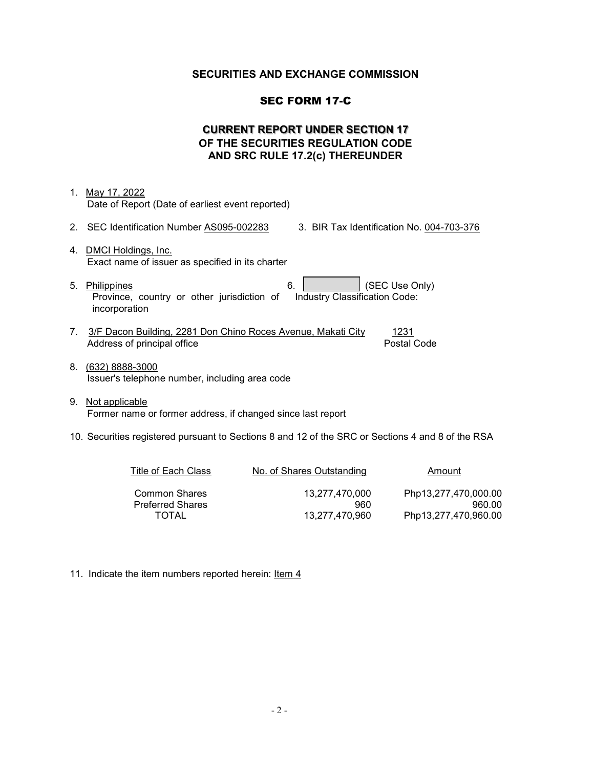**SECURITIES AND EXCHANGE COMMISSION**

**SEC FORM 17-C**

**CURRENT REPORT UNDER SECTION 17**
**OF THE SECURITIES REGULATION CODE**
**AND SRC RULE 17.2(c) THEREUNDER**

1. May 17, 2022
   Date of Report (Date of earliest event reported)

2. SEC Identification Number AS095-002283    3. BIR Tax Identification No. 004-703-376

4. DMCI Holdings, Inc.
   Exact name of issuer as specified in its charter

5. Philippines
   Province, country or other jurisdiction of incorporation

6. [          ] (SEC Use Only)
   Industry Classification Code:

7. 3/F Dacon Building, 2281 Don Chino Roces Avenue, Makati City    1231
   Address of principal office    Postal Code

8. (632) 8888-3000
   Issuer's telephone number, including area code

9. Not applicable
   Former name or former address, if changed since last report

10. Securities registered pursuant to Sections 8 and 12 of the SRC or Sections 4 and 8 of the RSA

| Title of Each Class | No. of Shares Outstanding | Amount |
|---|---|---|
| Common Shares | 13,277,470,000 | Php13,277,470,000.00 |
| Preferred Shares | 960 | 960.00 |
| TOTAL | 13,277,470,960 | Php13,277,470,960.00 |

11. Indicate the item numbers reported herein: Item 4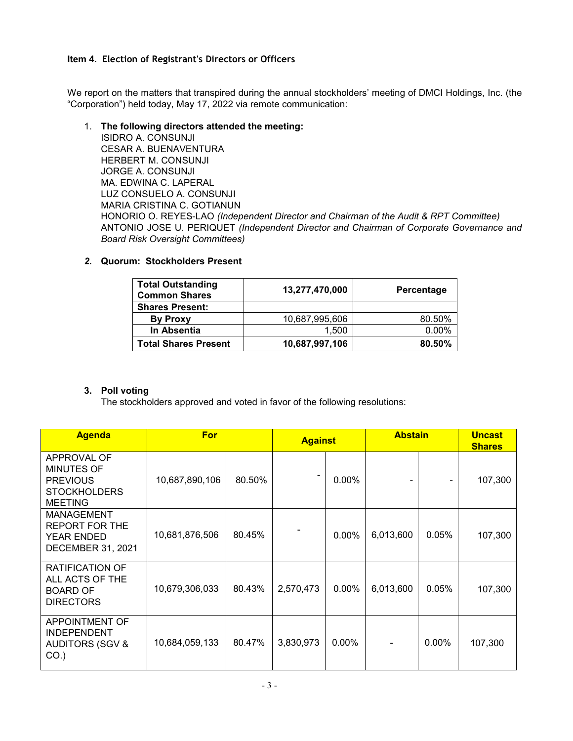**Item 4. Election of Registrant's Directors or Officers**

We report on the matters that transpired during the annual stockholders' meeting of DMCI Holdings, Inc. (the "Corporation") held today, May 17, 2022 via remote communication:

1. **The following directors attended the meeting:**
   ISIDRO A. CONSUNJI
   CESAR A. BUENAVENTURA
   HERBERT M. CONSUNJI
   JORGE A. CONSUNJI
   MA. EDWINA C. LAPERAL
   LUZ CONSUELO A. CONSUNJI
   MARIA CRISTINA C. GOTIANUN
   HONORIO O. REYES-LAO *(Independent Director and Chairman of the Audit & RPT Committee)*
   ANTONIO JOSE U. PERIQUET *(Independent Director and Chairman of Corporate Governance and Board Risk Oversight Committees)*

2. **Quorum: Stockholders Present**

| **Total Outstanding Common Shares** | **13,277,470,000** | **Percentage** |
|---|---|---|
| **Shares Present:** | | |
| **By Proxy** | 10,687,995,606 | 80.50% |
| **In Absentia** | 1,500 | 0.00% |
| **Total Shares Present** | **10,687,997,106** | **80.50%** |

3. **Poll voting**
   The stockholders approved and voted in favor of the following resolutions:

| **Agenda** | **For** | | **Against** | | **Abstain** | | **Uncast Shares** |
|---|---|---|---|---|---|---|---|
| APPROVAL OF MINUTES OF PREVIOUS STOCKHOLDERS MEETING | 10,687,890,106 | 80.50% | - | 0.00% | - | - | 107,300 |
| MANAGEMENT REPORT FOR THE YEAR ENDED DECEMBER 31, 2021 | 10,681,876,506 | 80.45% | - | 0.00% | 6,013,600 | 0.05% | 107,300 |
| RATIFICATION OF ALL ACTS OF THE BOARD OF DIRECTORS | 10,679,306,033 | 80.43% | 2,570,473 | 0.00% | 6,013,600 | 0.05% | 107,300 |
| APPOINTMENT OF INDEPENDENT AUDITORS (SGV & CO.) | 10,684,059,133 | 80.47% | 3,830,973 | 0.00% | - | 0.00% | 107,300 |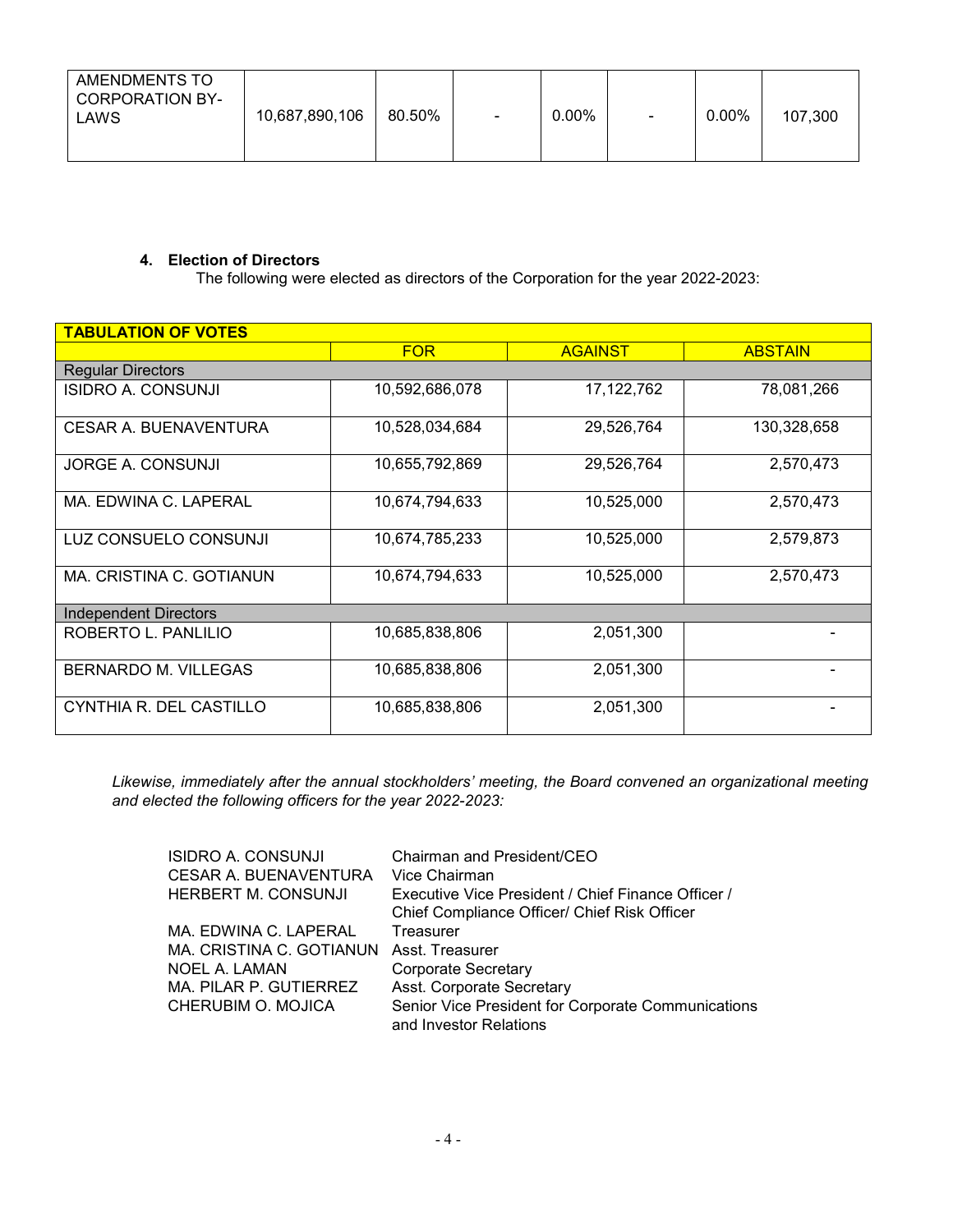| AMENDMENTS TO CORPORATION BY-LAWS | 10,687,890,106 | 80.50% | - | 0.00% | - | 0.00% | 107,300 |
|---|---|---|---|---|---|---|---|

**4. Election of Directors**

The following were elected as directors of the Corporation for the year 2022-2023:

| TABULATION OF VOTES | | | |
|---|---|---|---|
| | FOR | AGAINST | ABSTAIN |
| Regular Directors | | | |
| ISIDRO A. CONSUNJI | 10,592,686,078 | 17,122,762 | 78,081,266 |
| CESAR A. BUENAVENTURA | 10,528,034,684 | 29,526,764 | 130,328,658 |
| JORGE A. CONSUNJI | 10,655,792,869 | 29,526,764 | 2,570,473 |
| MA. EDWINA C. LAPERAL | 10,674,794,633 | 10,525,000 | 2,570,473 |
| LUZ CONSUELO CONSUNJI | 10,674,785,233 | 10,525,000 | 2,579,873 |
| MA. CRISTINA C. GOTIANUN | 10,674,794,633 | 10,525,000 | 2,570,473 |
| Independent Directors | | | |
| ROBERTO L. PANLILIO | 10,685,838,806 | 2,051,300 | - |
| BERNARDO M. VILLEGAS | 10,685,838,806 | 2,051,300 | - |
| CYNTHIA R. DEL CASTILLO | 10,685,838,806 | 2,051,300 | - |

*Likewise, immediately after the annual stockholders' meeting, the Board convened an organizational meeting and elected the following officers for the year 2022-2023:*

| | |
|---|---|
| ISIDRO A. CONSUNJI | Chairman and President/CEO |
| CESAR A. BUENAVENTURA | Vice Chairman |
| HERBERT M. CONSUNJI | Executive Vice President / Chief Finance Officer / Chief Compliance Officer/ Chief Risk Officer |
| MA. EDWINA C. LAPERAL | Treasurer |
| MA. CRISTINA C. GOTIANUN | Asst. Treasurer |
| NOEL A. LAMAN | Corporate Secretary |
| MA. PILAR P. GUTIERREZ | Asst. Corporate Secretary |
| CHERUBIM O. MOJICA | Senior Vice President for Corporate Communications and Investor Relations |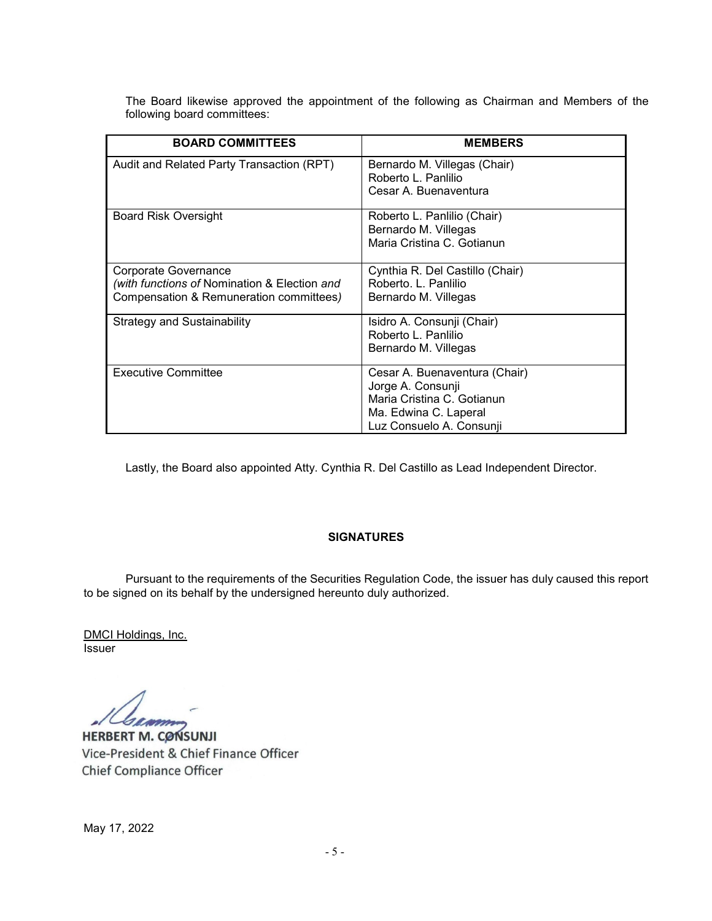The Board likewise approved the appointment of the following as Chairman and Members of the following board committees:

| BOARD COMMITTEES | MEMBERS |
| --- | --- |
| Audit and Related Party Transaction (RPT) | Bernardo M. Villegas (Chair)<br>Roberto L. Panlilio<br>Cesar A. Buenaventura |
| Board Risk Oversight | Roberto L. Panlilio (Chair)<br>Bernardo M. Villegas<br>Maria Cristina C. Gotianun |
| Corporate Governance<br>*(with functions of* Nomination & Election *and* Compensation & Remuneration committees*)* | Cynthia R. Del Castillo (Chair)<br>Roberto. L. Panlilio<br>Bernardo M. Villegas |
| Strategy and Sustainability | Isidro A. Consunji (Chair)<br>Roberto L. Panlilio<br>Bernardo M. Villegas |
| Executive Committee | Cesar A. Buenaventura (Chair)<br>Jorge A. Consunji<br>Maria Cristina C. Gotianun<br>Ma. Edwina C. Laperal<br>Luz Consuelo A. Consunji |

Lastly, the Board also appointed Atty. Cynthia R. Del Castillo as Lead Independent Director.

**SIGNATURES**

Pursuant to the requirements of the Securities Regulation Code, the issuer has duly caused this report to be signed on its behalf by the undersigned hereunto duly authorized.

DMCI Holdings, Inc.
Issuer

**HERBERT M. CONSUNJI**
Vice-President & Chief Finance Officer
Chief Compliance Officer

May 17, 2022